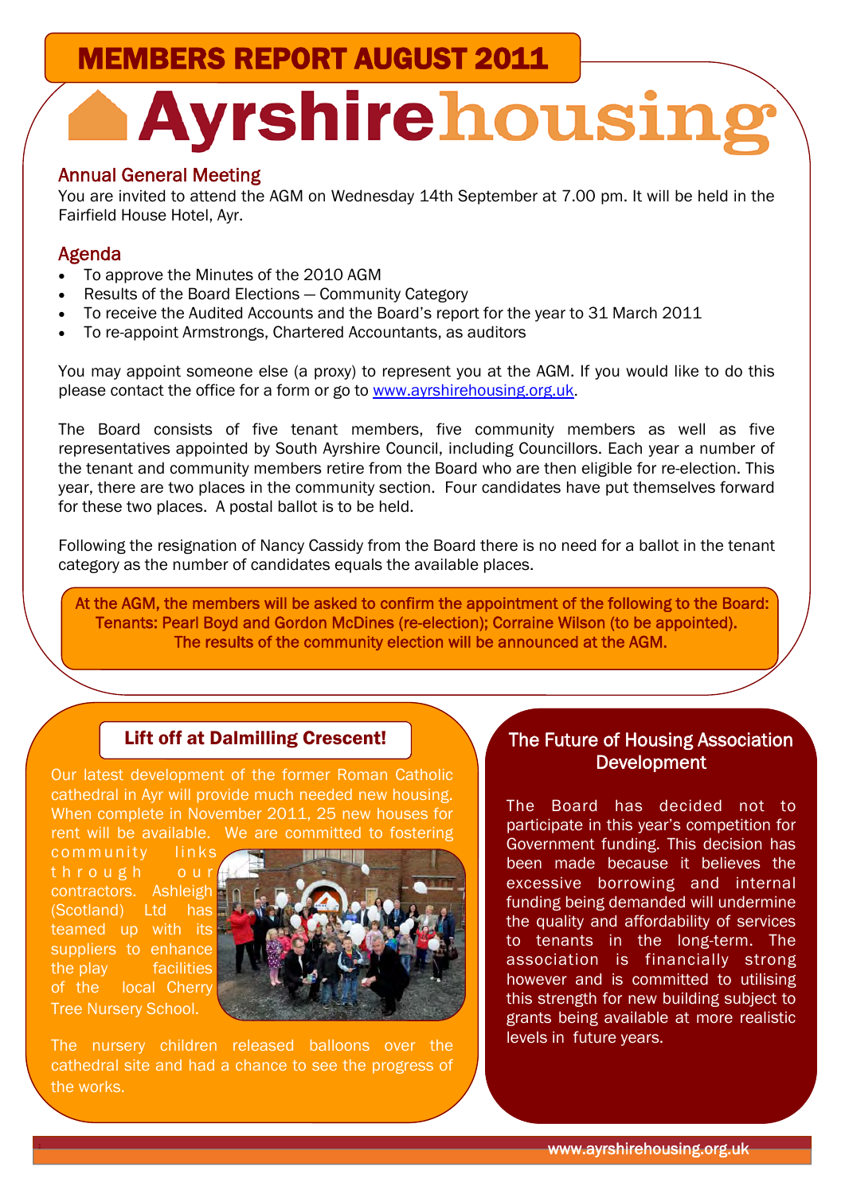# MEMBERS REPORT AUGUST 2011

# Ayrshire housing

## Annual General Meeting

You are invited to attend the AGM on Wednesday 14th September at 7.00 pm. It will be held in the Fairfield House Hotel, Ayr.

## Agenda

- To approve the Minutes of the 2010 AGM
- Results of the Board Elections — Community Category
- To receive the Audited Accounts and the Board's report for the year to 31 March 2011
- To re-appoint Armstrongs, Chartered Accountants, as auditors

You may appoint someone else (a proxy) to represent you at the AGM. If you would like to do this please contact the office for a form or go to www.ayrshirehousing.org.uk.

The Board consists of five tenant members, five community members as well as five representatives appointed by South Ayrshire Council, including Councillors. Each year a number of the tenant and community members retire from the Board who are then eligible for re-election. This year, there are two places in the community section. Four candidates have put themselves forward for these two places. A postal ballot is to be held.

Following the resignation of Nancy Cassidy from the Board there is no need for a ballot in the tenant category as the number of candidates equals the available places.

**At the AGM, the members will be asked to confirm the appointment of the following to the Board:
Tenants: Pearl Boyd and Gordon McDines (re-election); Corraine Wilson (to be appointed).
The results of the community election will be announced at the AGM.**

## Lift off at Dalmilling Crescent!

Our latest development of the former Roman Catholic cathedral in Ayr will provide much needed new housing. When complete in November 2011, 25 new houses for rent will be available. We are committed to fostering community links through our contractors. Ashleigh (Scotland) Ltd has teamed up with its suppliers to enhance the play facilities of the local Cherry Tree Nursery School.

The nursery children released balloons over the cathedral site and had a chance to see the progress of the works.

## The Future of Housing Association Development

The Board has decided not to participate in this year's competition for Government funding. This decision has been made because it believes the excessive borrowing and internal funding being demanded will undermine the quality and affordability of services to tenants in the long-term. The association is financially strong however and is committed to utilising this strength for new building subject to grants being available at more realistic levels in future years.

www.ayrshirehousing.org.uk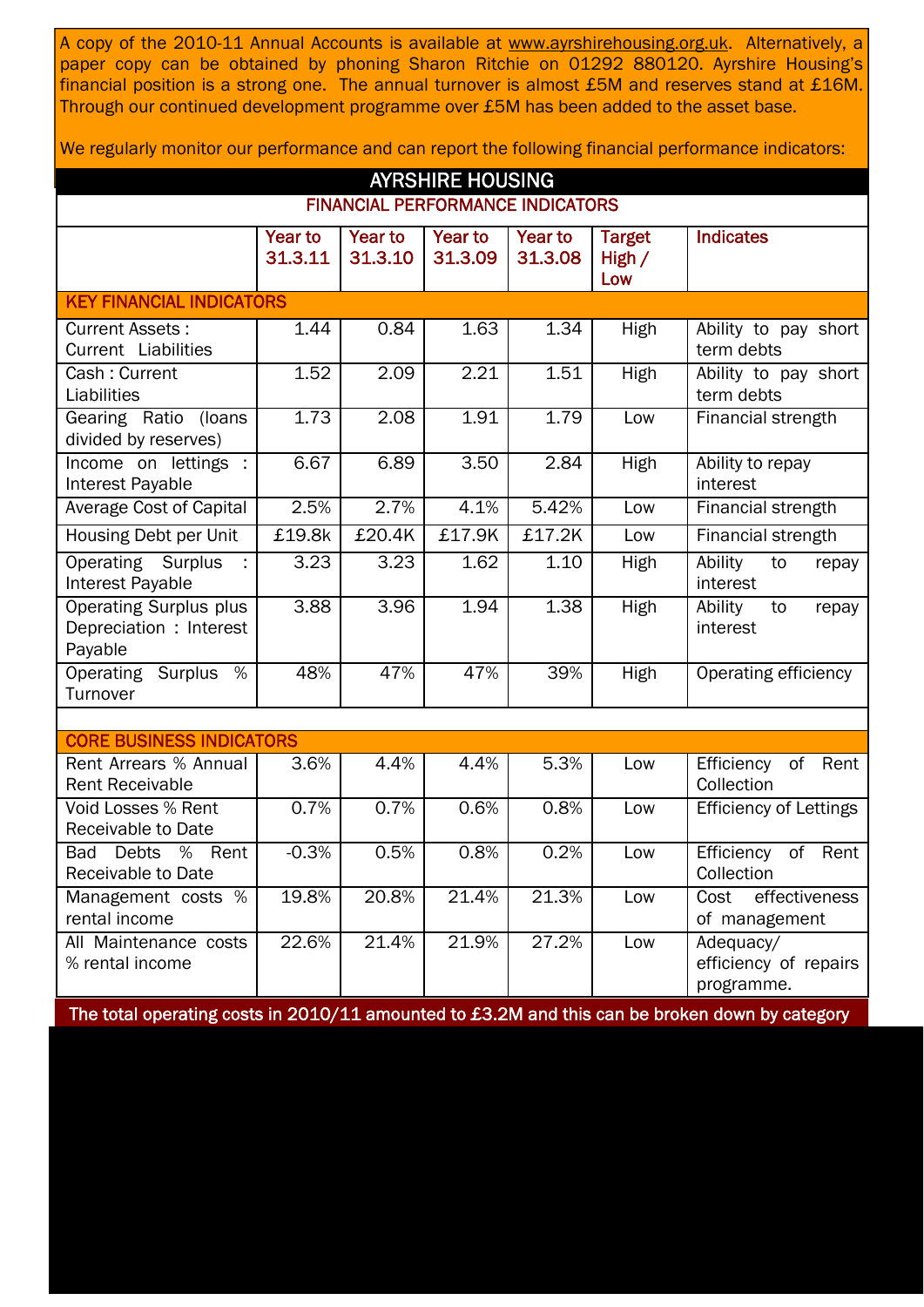A copy of the 2010-11 Annual Accounts is available at www.ayrshirehousing.org.uk. Alternatively, a paper copy can be obtained by phoning Sharon Ritchie on 01292 880120. Ayrshire Housing's financial position is a strong one. The annual turnover is almost £5M and reserves stand at £16M. Through our continued development programme over £5M has been added to the asset base.

We regularly monitor our performance and can report the following financial performance indicators:

## AYRSHIRE HOUSING

### FINANCIAL PERFORMANCE INDICATORS

| | Year to 31.3.11 | Year to 31.3.10 | Year to 31.3.09 | Year to 31.3.08 | Target High / Low | Indicates |
|---|---|---|---|---|---|---|
| **KEY FINANCIAL INDICATORS** | | | | | | |
| Current Assets : Current Liabilities | 1.44 | 0.84 | 1.63 | 1.34 | High | Ability to pay short term debts |
| Cash : Current Liabilities | 1.52 | 2.09 | 2.21 | 1.51 | High | Ability to pay short term debts |
| Gearing Ratio (loans divided by reserves) | 1.73 | 2.08 | 1.91 | 1.79 | Low | Financial strength |
| Income on lettings : Interest Payable | 6.67 | 6.89 | 3.50 | 2.84 | High | Ability to repay interest |
| Average Cost of Capital | 2.5% | 2.7% | 4.1% | 5.42% | Low | Financial strength |
| Housing Debt per Unit | £19.8k | £20.4K | £17.9K | £17.2K | Low | Financial strength |
| Operating Surplus : Interest Payable | 3.23 | 3.23 | 1.62 | 1.10 | High | Ability to repay interest |
| Operating Surplus plus Depreciation : Interest Payable | 3.88 | 3.96 | 1.94 | 1.38 | High | Ability to repay interest |
| Operating Surplus % Turnover | 48% | 47% | 47% | 39% | High | Operating efficiency |
| **CORE BUSINESS INDICATORS** | | | | | | |
| Rent Arrears % Annual Rent Receivable | 3.6% | 4.4% | 4.4% | 5.3% | Low | Efficiency of Rent Collection |
| Void Losses % Rent Receivable to Date | 0.7% | 0.7% | 0.6% | 0.8% | Low | Efficiency of Lettings |
| Bad Debts % Rent Receivable to Date | -0.3% | 0.5% | 0.8% | 0.2% | Low | Efficiency of Rent Collection |
| Management costs % rental income | 19.8% | 20.8% | 21.4% | 21.3% | Low | Cost effectiveness of management |
| All Maintenance costs % rental income | 22.6% | 21.4% | 21.9% | 27.2% | Low | Adequacy/ efficiency of repairs programme. |

**The total operating costs in 2010/11 amounted to £3.2M and this can be broken down by category**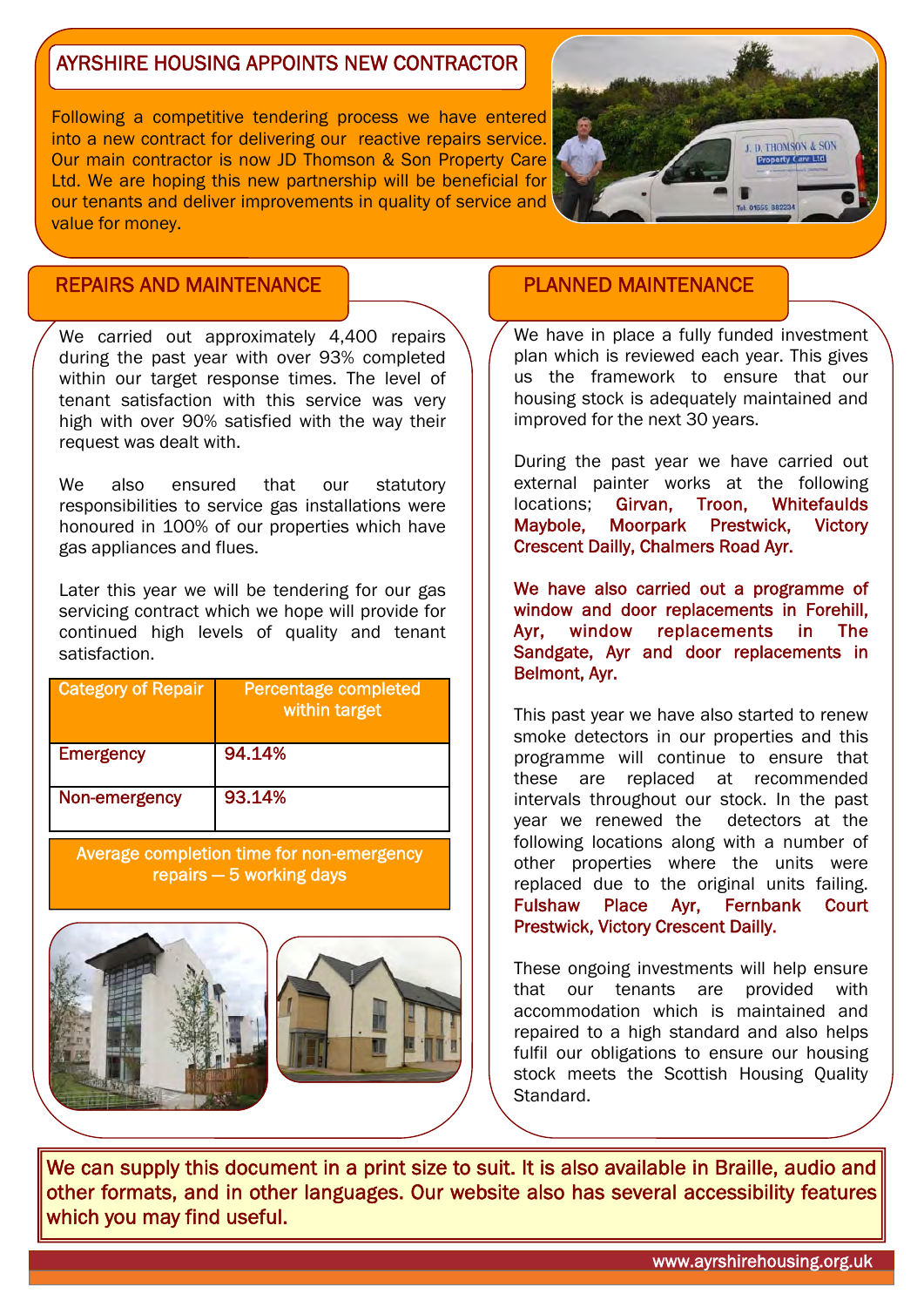## AYRSHIRE HOUSING APPOINTS NEW CONTRACTOR

Following a competitive tendering process we have entered into a new contract for delivering our reactive repairs service. Our main contractor is now JD Thomson & Son Property Care Ltd. We are hoping this new partnership will be beneficial for our tenants and deliver improvements in quality of service and value for money.

## REPAIRS AND MAINTENANCE

We carried out approximately 4,400 repairs during the past year with over 93% completed within our target response times. The level of tenant satisfaction with this service was very high with over 90% satisfied with the way their request was dealt with.

We also ensured that our statutory responsibilities to service gas installations were honoured in 100% of our properties which have gas appliances and flues.

Later this year we will be tendering for our gas servicing contract which we hope will provide for continued high levels of quality and tenant satisfaction.

| Category of Repair | Percentage completed within target |
|---|---|
| Emergency | 94.14% |
| Non-emergency | 93.14% |

Average completion time for non-emergency repairs — 5 working days

## PLANNED MAINTENANCE

We have in place a fully funded investment plan which is reviewed each year. This gives us the framework to ensure that our housing stock is adequately maintained and improved for the next 30 years.

During the past year we have carried out external painter works at the following locations; **Girvan, Troon, Whitefaulds Maybole, Moorpark Prestwick, Victory Crescent Dailly, Chalmers Road Ayr.**

**We have also carried out a programme of window and door replacements in Forehill, Ayr, window replacements in The Sandgate, Ayr and door replacements in Belmont, Ayr.**

This past year we have also started to renew smoke detectors in our properties and this programme will continue to ensure that these are replaced at recommended intervals throughout our stock. In the past year we renewed the detectors at the following locations along with a number of other properties where the units were replaced due to the original units failing. **Fulshaw Place Ayr, Fernbank Court Prestwick, Victory Crescent Dailly.**

These ongoing investments will help ensure that our tenants are provided with accommodation which is maintained and repaired to a high standard and also helps fulfil our obligations to ensure our housing stock meets the Scottish Housing Quality Standard.

We can supply this document in a print size to suit. It is also available in Braille, audio and other formats, and in other languages. Our website also has several accessibility features which you may find useful.

www.ayrshirehousing.org.uk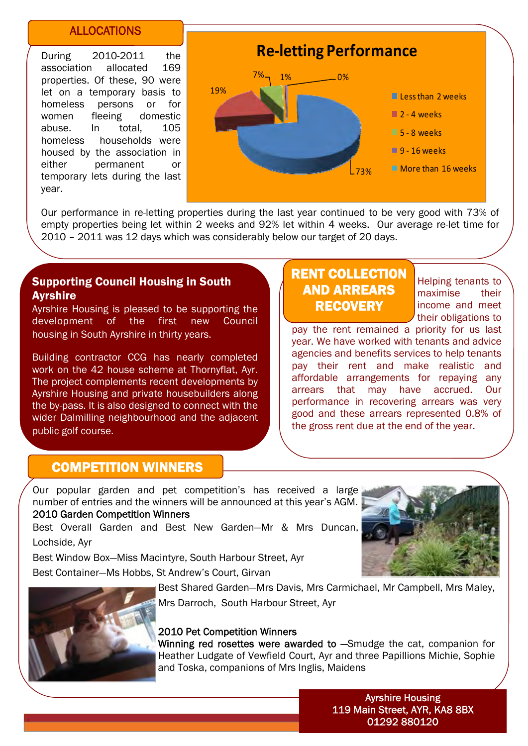## ALLOCATIONS

During 2010-2011 the association allocated 169 properties. Of these, 90 were let on a temporary basis to homeless persons or for women fleeing domestic abuse. In total, 105 homeless households were housed by the association in either permanent or temporary lets during the last year.

**Re-letting Performance**

73%
19%
7%
1%
0%

Less than 2 weeks
2 - 4 weeks
5 - 8 weeks
9 - 16 weeks
More than 16 weeks

Our performance in re-letting properties during the last year continued to be very good with 73% of empty properties being let within 2 weeks and 92% let within 4 weeks. Our average re-let time for 2010 – 2011 was 12 days which was considerably below our target of 20 days.

## Supporting Council Housing in South Ayrshire

Ayrshire Housing is pleased to be supporting the development of the first new Council housing in South Ayrshire in thirty years.

Building contractor CCG has nearly completed work on the 42 house scheme at Thornyflat, Ayr. The project complements recent developments by Ayrshire Housing and private housebuilders along the by-pass. It is also designed to connect with the wider Dalmilling neighbourhood and the adjacent public golf course.

## RENT COLLECTION AND ARREARS RECOVERY

Helping tenants to maximise their income and meet their obligations to pay the rent remained a priority for us last year. We have worked with tenants and advice agencies and benefits services to help tenants pay their rent and make realistic and affordable arrangements for repaying any arrears that may have accrued. Our performance in recovering arrears was very good and these arrears represented 0.8% of the gross rent due at the end of the year.

## COMPETITION WINNERS

Our popular garden and pet competition's has received a large number of entries and the winners will be announced at this year's AGM.

**2010 Garden Competition Winners**

Best Overall Garden and Best New Garden—Mr & Mrs Duncan, Lochside, Ayr

Best Window Box—Miss Macintyre, South Harbour Street, Ayr

Best Container—Ms Hobbs, St Andrew's Court, Girvan

Best Shared Garden—Mrs Davis, Mrs Carmichael, Mr Campbell, Mrs Maley, Mrs Darroch, South Harbour Street, Ayr

**2010 Pet Competition Winners**

**Winning red rosettes were awarded to** —Smudge the cat, companion for Heather Ludgate of Vewfield Court, Ayr and three Papillions Michie, Sophie and Toska, companions of Mrs Inglis, Maidens

Ayrshire Housing
119 Main Street, AYR, KA8 8BX
01292 880120